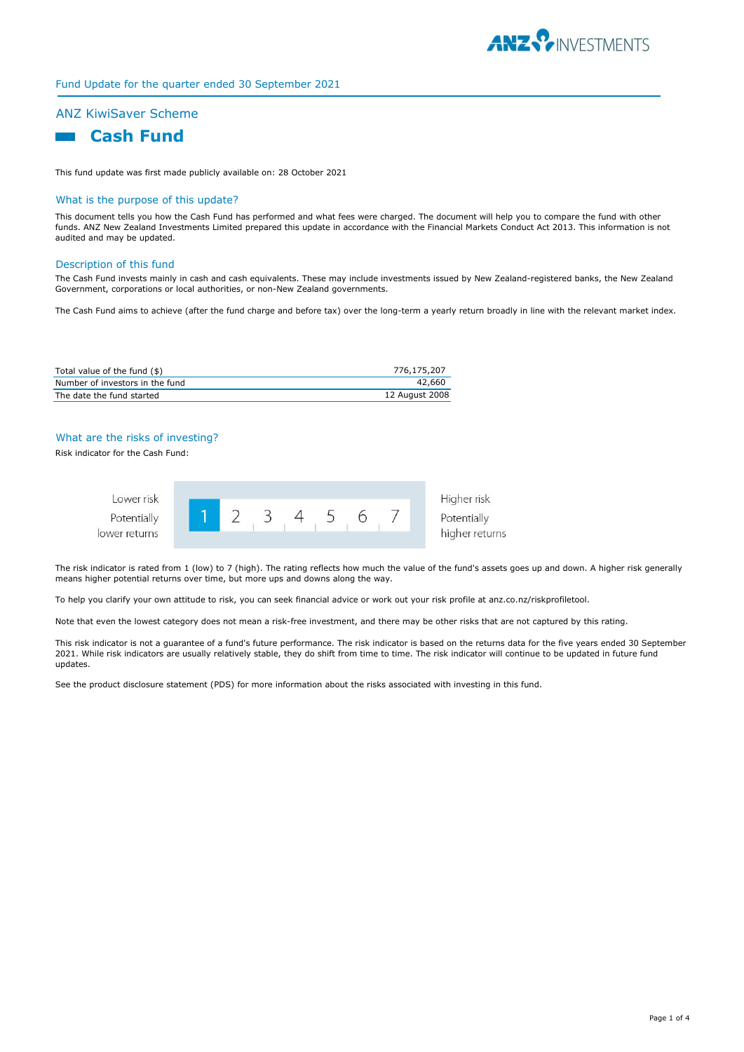Fund Update for the quarter ended 30 September 2021

# ANZ KiwiSaver Scheme

## Cash Fund

This fund update was first made publicly available on: 28 October 2021

### What is the purpose of this update?

This document tells you how the Cash Fund has performed and what fees were charged. The document will help you to compare the fund with other funds. ANZ New Zealand Investments Limited prepared this update in accordance with the Financial Markets Conduct Act 2013. This information is not audited and may be updated.

### Description of this fund

The Cash Fund invests mainly in cash and cash equivalents. These may include investments issued by New Zealand-registered banks, the New Zealand Government, corporations or local authorities, or non-New Zealand governments.

The Cash Fund aims to achieve (after the fund charge and before tax) over the long-term a yearly return broadly in line with the relevant market index.

| | |
|---|---|
| Total value of the fund ($) | 776,175,207 |
| Number of investors in the fund | 42,660 |
| The date the fund started | 12 August 2008 |

### What are the risks of investing?

Risk indicator for the Cash Fund:

| Lower risk<br>Potentially lower returns | **1** | 2 | 3 | 4 | 5 | 6 | 7 | Higher risk<br>Potentially higher returns |
|---|---|---|---|---|---|---|---|---|

The risk indicator is rated from 1 (low) to 7 (high). The rating reflects how much the value of the fund's assets goes up and down. A higher risk generally means higher potential returns over time, but more ups and downs along the way.

To help you clarify your own attitude to risk, you can seek financial advice or work out your risk profile at anz.co.nz/riskprofiletool.

Note that even the lowest category does not mean a risk-free investment, and there may be other risks that are not captured by this rating.

This risk indicator is not a guarantee of a fund's future performance. The risk indicator is based on the returns data for the five years ended 30 September 2021. While risk indicators are usually relatively stable, they do shift from time to time. The risk indicator will continue to be updated in future fund updates.

See the product disclosure statement (PDS) for more information about the risks associated with investing in this fund.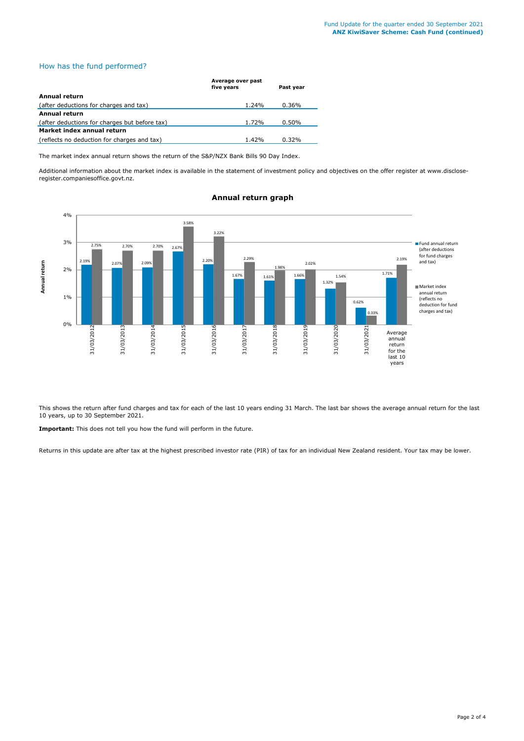## How has the fund performed?

| | Average over past five years | Past year |
|---|---|---|
| **Annual return** | | |
| (after deductions for charges and tax) | 1.24% | 0.36% |
| **Annual return** | | |
| (after deductions for charges but before tax) | 1.72% | 0.50% |
| **Market index annual return** | | |
| (reflects no deduction for charges and tax) | 1.42% | 0.32% |

The market index annual return shows the return of the S&P/NZX Bank Bills 90 Day Index.

Additional information about the market index is available in the statement of investment policy and objectives on the offer register at www.disclose-register.companiesoffice.govt.nz.

### Annual return graph

| | Fund annual return (after deductions for fund charges and tax) | Market index annual return (reflects no deduction for fund charges and tax) |
|---|---|---|
| 31/03/2012 | 2.19% | 2.75% |
| 31/03/2013 | 2.07% | 2.70% |
| 31/03/2014 | 2.09% | 2.70% |
| 31/03/2015 | 2.67% | 3.58% |
| 31/03/2016 | 2.20% | 3.22% |
| 31/03/2017 | 1.67% | 2.29% |
| 31/03/2018 | 1.61% | 1.98% |
| 31/03/2019 | 1.66% | 2.02% |
| 31/03/2020 | 1.32% | 1.54% |
| 31/03/2021 | 0.62% | 0.33% |
| Average annual return for the last 10 years | 1.71% | 2.19% |

This shows the return after fund charges and tax for each of the last 10 years ending 31 March. The last bar shows the average annual return for the last 10 years, up to 30 September 2021.

**Important:** This does not tell you how the fund will perform in the future.

Returns in this update are after tax at the highest prescribed investor rate (PIR) of tax for an individual New Zealand resident. Your tax may be lower.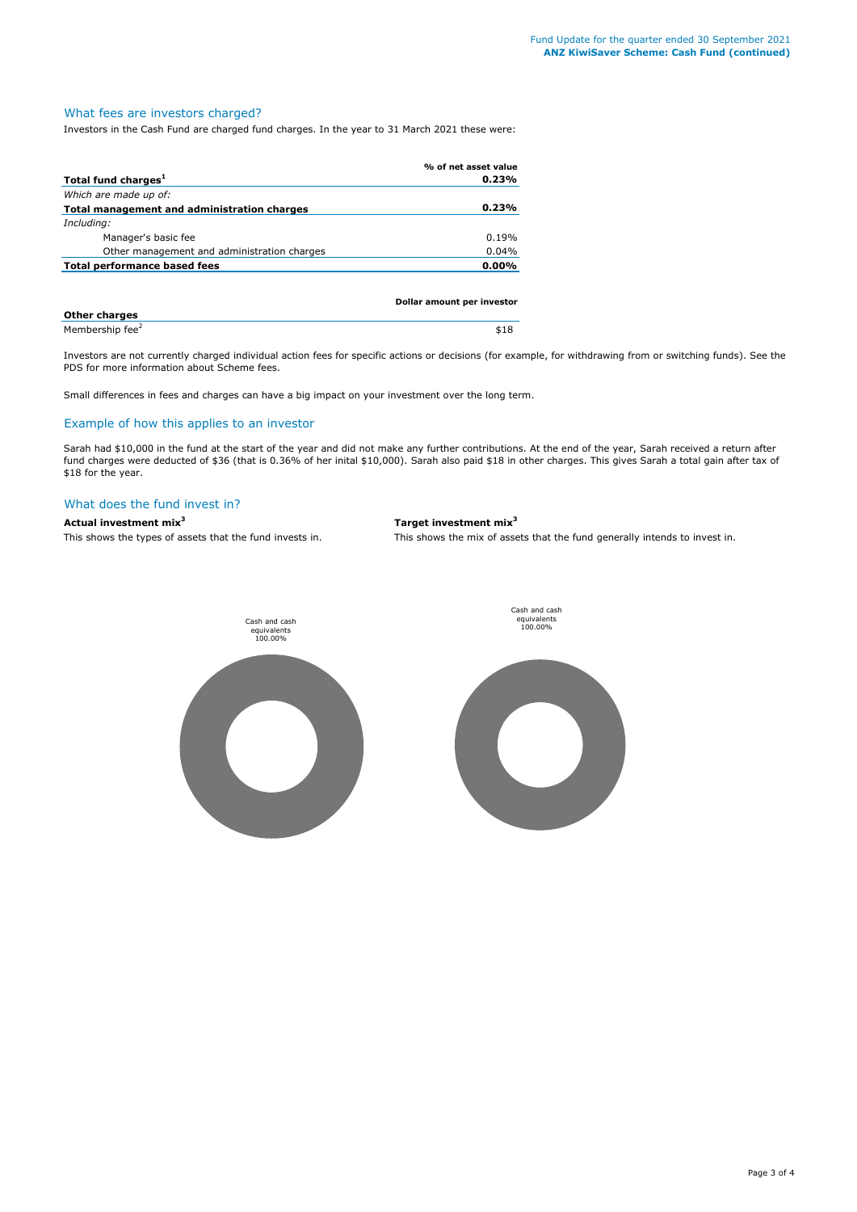## What fees are investors charged?

Investors in the Cash Fund are charged fund charges. In the year to 31 March 2021 these were:

| | % of net asset value |
|---|---|
| **Total fund charges[1]** | **0.23%** |
| *Which are made up of:* | |
| **Total management and administration charges** | **0.23%** |
| *Including:* | |
| Manager's basic fee | 0.19% |
| Other management and administration charges | 0.04% |
| **Total performance based fees** | **0.00%** |

| | Dollar amount per investor |
|---|---|
| **Other charges** | |
| Membership fee[2] | $18 |

Investors are not currently charged individual action fees for specific actions or decisions (for example, for withdrawing from or switching funds). See the PDS for more information about Scheme fees.

Small differences in fees and charges can have a big impact on your investment over the long term.

## Example of how this applies to an investor

Sarah had $10,000 in the fund at the start of the year and did not make any further contributions. At the end of the year, Sarah received a return after fund charges were deducted of $36 (that is 0.36% of her inital $10,000). Sarah also paid $18 in other charges. This gives Sarah a total gain after tax of $18 for the year.

## What does the fund invest in?

**Actual investment mix[3]**

This shows the types of assets that the fund invests in.

Cash and cash equivalents 100.00%

**Target investment mix[3]**

This shows the mix of assets that the fund generally intends to invest in.

Cash and cash equivalents 100.00%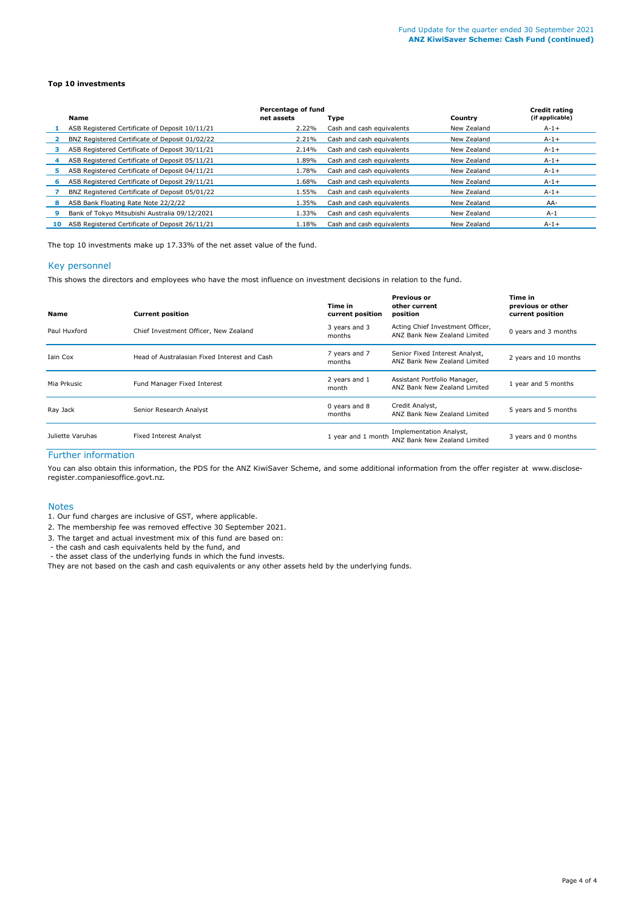### Top 10 investments

| | Name | Percentage of fund net assets | Type | Country | Credit rating (if applicable) |
|---|---|---|---|---|---|
| 1 | ASB Registered Certificate of Deposit 10/11/21 | 2.22% | Cash and cash equivalents | New Zealand | A-1+ |
| 2 | BNZ Registered Certificate of Deposit 01/02/22 | 2.21% | Cash and cash equivalents | New Zealand | A-1+ |
| 3 | ASB Registered Certificate of Deposit 30/11/21 | 2.14% | Cash and cash equivalents | New Zealand | A-1+ |
| 4 | ASB Registered Certificate of Deposit 05/11/21 | 1.89% | Cash and cash equivalents | New Zealand | A-1+ |
| 5 | ASB Registered Certificate of Deposit 04/11/21 | 1.78% | Cash and cash equivalents | New Zealand | A-1+ |
| 6 | ASB Registered Certificate of Deposit 29/11/21 | 1.68% | Cash and cash equivalents | New Zealand | A-1+ |
| 7 | BNZ Registered Certificate of Deposit 05/01/22 | 1.55% | Cash and cash equivalents | New Zealand | A-1+ |
| 8 | ASB Bank Floating Rate Note 22/2/22 | 1.35% | Cash and cash equivalents | New Zealand | AA- |
| 9 | Bank of Tokyo Mitsubishi Australia 09/12/2021 | 1.33% | Cash and cash equivalents | New Zealand | A-1 |
| 10 | ASB Registered Certificate of Deposit 26/11/21 | 1.18% | Cash and cash equivalents | New Zealand | A-1+ |

The top 10 investments make up 17.33% of the net asset value of the fund.

## Key personnel

This shows the directors and employees who have the most influence on investment decisions in relation to the fund.

| Name | Current position | Time in current position | Previous or other current position | Time in previous or other current position |
|---|---|---|---|---|
| Paul Huxford | Chief Investment Officer, New Zealand | 3 years and 3 months | Acting Chief Investment Officer, ANZ Bank New Zealand Limited | 0 years and 3 months |
| Iain Cox | Head of Australasian Fixed Interest and Cash | 7 years and 7 months | Senior Fixed Interest Analyst, ANZ Bank New Zealand Limited | 2 years and 10 months |
| Mia Prkusic | Fund Manager Fixed Interest | 2 years and 1 month | Assistant Portfolio Manager, ANZ Bank New Zealand Limited | 1 year and 5 months |
| Ray Jack | Senior Research Analyst | 0 years and 8 months | Credit Analyst, ANZ Bank New Zealand Limited | 5 years and 5 months |
| Juliette Varuhas | Fixed Interest Analyst | 1 year and 1 month | Implementation Analyst, ANZ Bank New Zealand Limited | 3 years and 0 months |

## Further information

You can also obtain this information, the PDS for the ANZ KiwiSaver Scheme, and some additional information from the offer register at www.disclose-register.companiesoffice.govt.nz.

## Notes

1. Our fund charges are inclusive of GST, where applicable.
2. The membership fee was removed effective 30 September 2021.
3. The target and actual investment mix of this fund are based on:
 - the cash and cash equivalents held by the fund, and
 - the asset class of the underlying funds in which the fund invests.

They are not based on the cash and cash equivalents or any other assets held by the underlying funds.